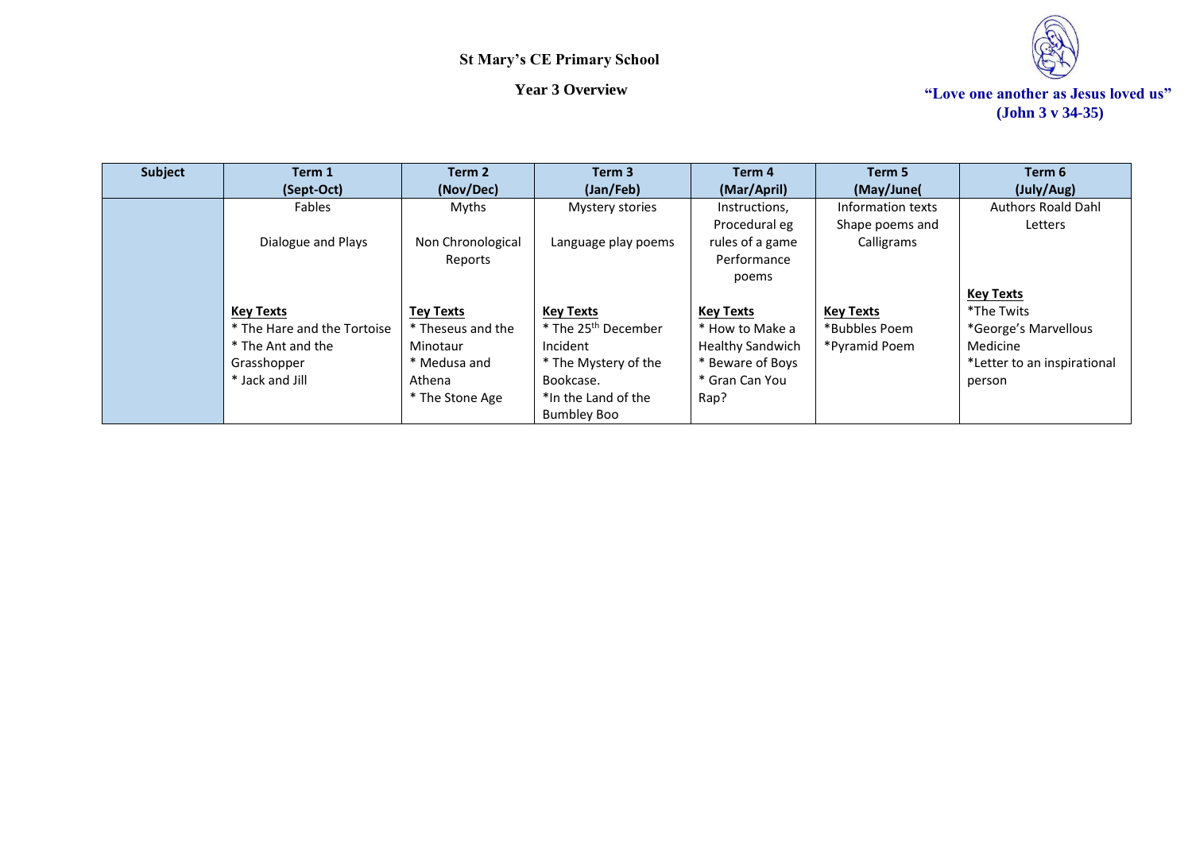# St Mary's CE Primary School

## Year 3 Overview

**"Love one another as Jesus loved us" (John 3 v 34-35)**

| Subject | Term 1 (Sept-Oct) | Term 2 (Nov/Dec) | Term 3 (Jan/Feb) | Term 4 (Mar/April) | Term 5 (May/June( | Term 6 (July/Aug) |
|---|---|---|---|---|---|---|
| | Fables<br><br>Dialogue and Plays<br><br>**Key Texts**<br>* The Hare and the Tortoise<br>* The Ant and the Grasshopper<br>* Jack and Jill | Myths<br><br>Non Chronological Reports<br><br>**Tey Texts**<br>* Theseus and the Minotaur<br>* Medusa and Athena<br>* The Stone Age | Mystery stories<br><br>Language play poems<br><br>**Key Texts**<br>* The 25th December Incident<br>* The Mystery of the Bookcase.<br>*In the Land of the Bumbley Boo | Instructions, Procedural eg rules of a game<br>Performance poems<br><br>**Key Texts**<br>* How to Make a Healthy Sandwich<br>* Beware of Boys<br>* Gran Can You Rap? | Information texts<br>Shape poems and Calligrams<br><br>**Key Texts**<br>*Bubbles Poem<br>*Pyramid Poem | Authors Roald Dahl<br>Letters<br><br>**Key Texts**<br>*The Twits<br>*George's Marvellous Medicine<br>*Letter to an inspirational person |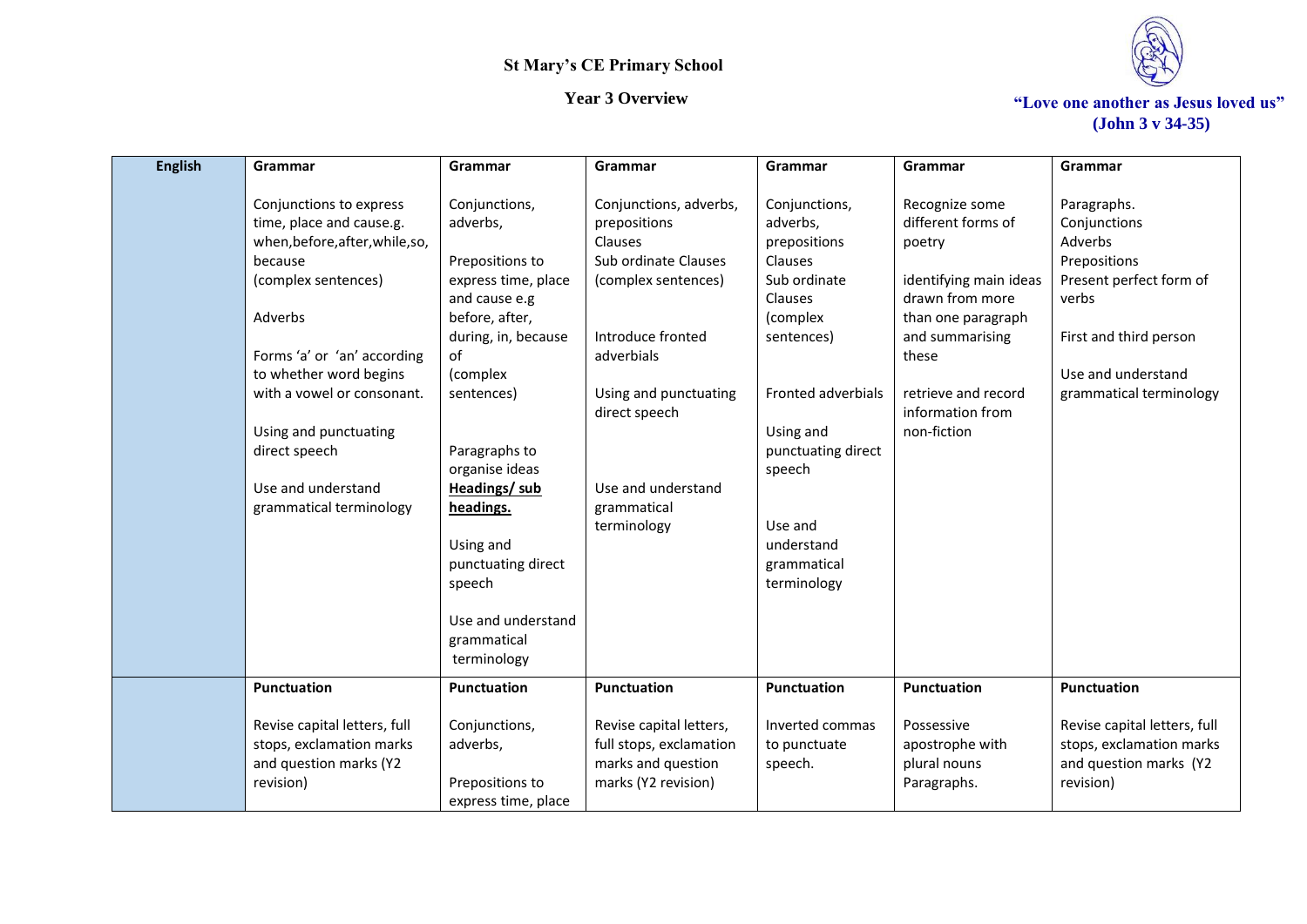**St Mary's CE Primary School**

**Year 3 Overview**

**"Love one another as Jesus loved us" (John 3 v 34-35)**

| English | Grammar | Grammar | Grammar | Grammar | Grammar | Grammar |
|---|---|---|---|---|---|---|
| | Conjunctions to express time, place and cause.g. when,before,after,while,so, because (complex sentences)<br><br>Adverbs<br><br>Forms 'a' or 'an' according to whether word begins with a vowel or consonant.<br><br>Using and punctuating direct speech<br><br>Use and understand grammatical terminology | Conjunctions, adverbs,<br><br>Prepositions to express time, place and cause e.g before, after, during, in, because of (complex sentences)<br><br>Paragraphs to organise ideas **Headings/ sub headings.**<br><br>Using and punctuating direct speech<br><br>Use and understand grammatical terminology | Conjunctions, adverbs, prepositions Clauses Sub ordinate Clauses (complex sentences)<br><br>Introduce fronted adverbials<br><br>Using and punctuating direct speech<br><br>Use and understand grammatical terminology | Conjunctions, adverbs, prepositions Clauses Sub ordinate Clauses (complex sentences)<br><br>Fronted adverbials<br><br>Using and punctuating direct speech<br><br>Use and understand grammatical terminology | Recognize some different forms of poetry<br><br>identifying main ideas drawn from more than one paragraph and summarising these<br><br>retrieve and record information from non-fiction | Paragraphs. Conjunctions Adverbs Prepositions Present perfect form of verbs<br><br>First and third person<br><br>Use and understand grammatical terminology |
| | **Punctuation**<br><br>Revise capital letters, full stops, exclamation marks and question marks (Y2 revision) | **Punctuation**<br><br>Conjunctions, adverbs,<br><br>Prepositions to express time, place | **Punctuation**<br><br>Revise capital letters, full stops, exclamation marks and question marks (Y2 revision) | **Punctuation**<br><br>Inverted commas to punctuate speech. | **Punctuation**<br><br>Possessive apostrophe with plural nouns Paragraphs. | **Punctuation**<br><br>Revise capital letters, full stops, exclamation marks and question marks (Y2 revision) |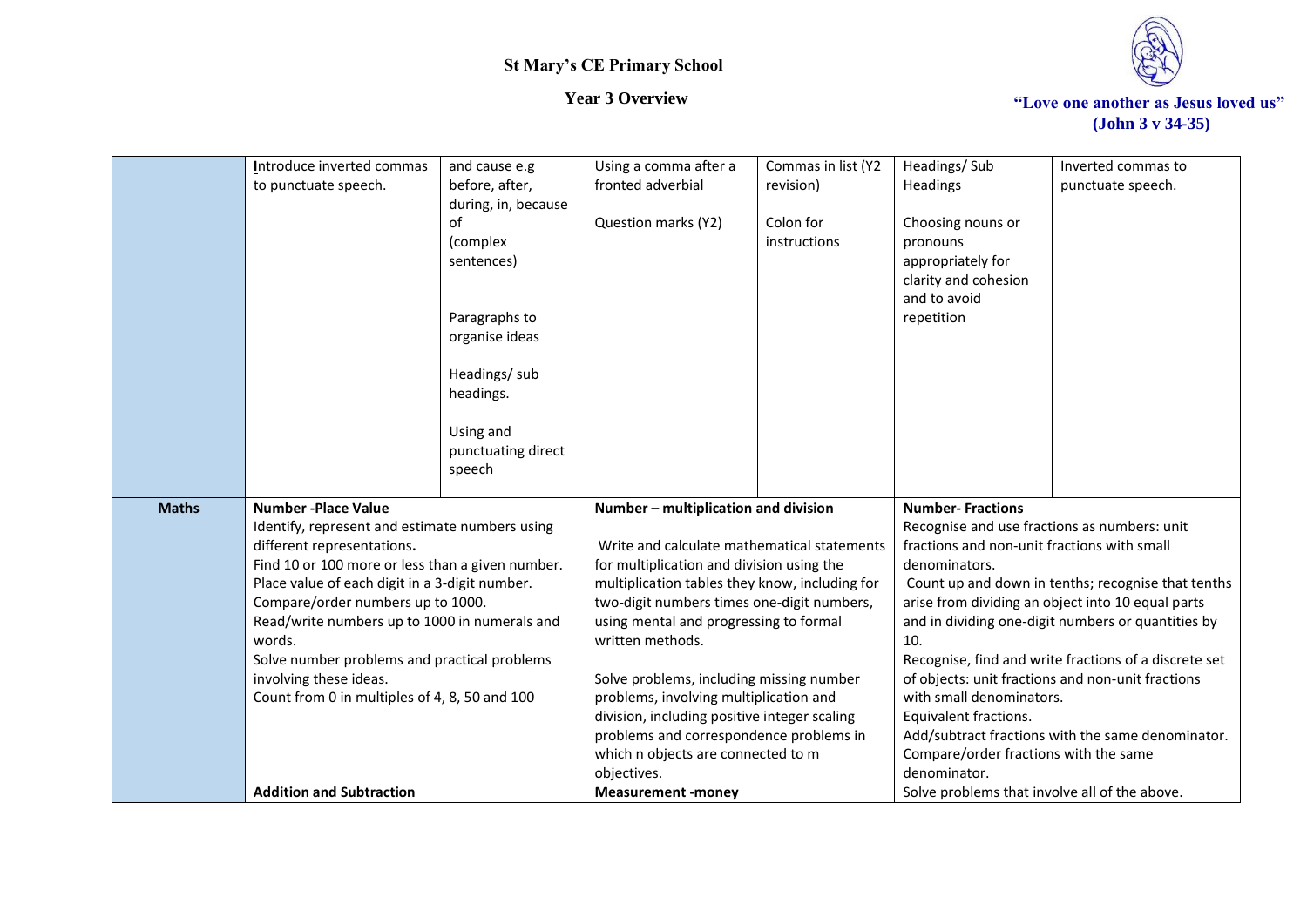St Mary's CE Primary School

Year 3 Overview

"Love one another as Jesus loved us" (John 3 v 34-35)

| | | | | | | |
|---|---|---|---|---|---|---|
| | Introduce inverted commas to punctuate speech. | and cause e.g before, after, during, in, because of (complex sentences)<br><br>Paragraphs to organise ideas<br><br>Headings/ sub headings.<br><br>Using and punctuating direct speech | Using a comma after a fronted adverbial<br><br>Question marks (Y2) | Commas in list (Y2 revision)<br><br>Colon for instructions | Headings/ Sub Headings<br><br>Choosing nouns or pronouns appropriately for clarity and cohesion and to avoid repetition | Inverted commas to punctuate speech. |
| **Maths** | **Number -Place Value**<br>Identify, represent and estimate numbers using different representations.<br>Find 10 or 100 more or less than a given number.<br>Place value of each digit in a 3-digit number.<br>Compare/order numbers up to 1000.<br>Read/write numbers up to 1000 in numerals and words.<br>Solve number problems and practical problems involving these ideas.<br>Count from 0 in multiples of 4, 8, 50 and 100<br><br>**Addition and Subtraction** | | **Number – multiplication and division**<br><br>Write and calculate mathematical statements for multiplication and division using the multiplication tables they know, including for two-digit numbers times one-digit numbers, using mental and progressing to formal written methods.<br><br>Solve problems, including missing number problems, involving multiplication and division, including positive integer scaling problems and correspondence problems in which n objects are connected to m objectives.<br>**Measurement -money** | | **Number- Fractions**<br>Recognise and use fractions as numbers: unit fractions and non-unit fractions with small denominators.<br>Count up and down in tenths; recognise that tenths arise from dividing an object into 10 equal parts and in dividing one-digit numbers or quantities by 10.<br>Recognise, find and write fractions of a discrete set of objects: unit fractions and non-unit fractions with small denominators.<br>Equivalent fractions.<br>Add/subtract fractions with the same denominator.<br>Compare/order fractions with the same denominator.<br>Solve problems that involve all of the above. | |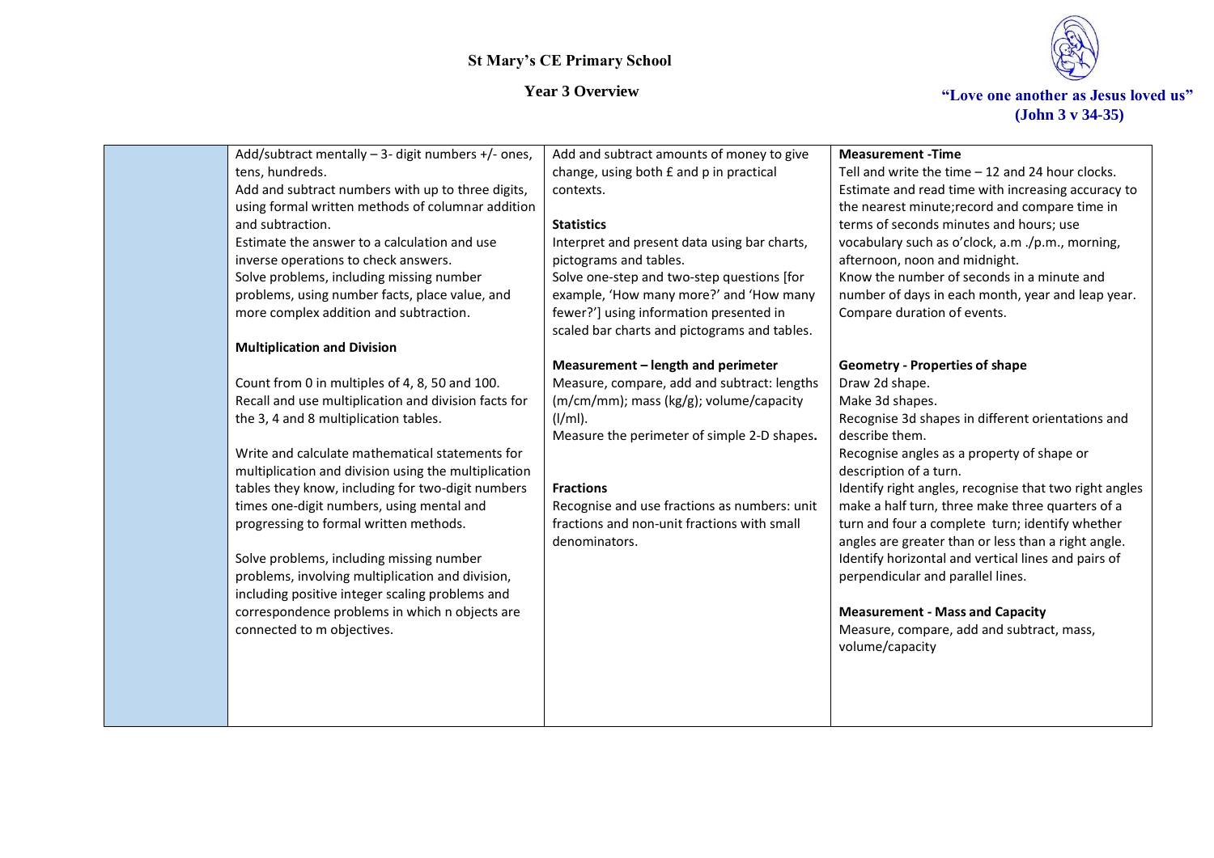# St Mary's CE Primary School

## Year 3 Overview

**"Love one another as Jesus loved us" (John 3 v 34-35)**

| | | | |
|---|---|---|---|
| | Add/subtract mentally – 3- digit numbers +/- ones, tens, hundreds.<br>Add and subtract numbers with up to three digits, using formal written methods of columnar addition and subtraction.<br>Estimate the answer to a calculation and use inverse operations to check answers.<br>Solve problems, including missing number problems, using number facts, place value, and more complex addition and subtraction.<br><br>**Multiplication and Division**<br><br>Count from 0 in multiples of 4, 8, 50 and 100.<br>Recall and use multiplication and division facts for the 3, 4 and 8 multiplication tables.<br><br>Write and calculate mathematical statements for multiplication and division using the multiplication tables they know, including for two-digit numbers times one-digit numbers, using mental and progressing to formal written methods.<br><br>Solve problems, including missing number problems, involving multiplication and division, including positive integer scaling problems and correspondence problems in which n objects are connected to m objectives. | Add and subtract amounts of money to give change, using both £ and p in practical contexts.<br><br>**Statistics**<br>Interpret and present data using bar charts, pictograms and tables.<br>Solve one-step and two-step questions [for example, 'How many more?' and 'How many fewer?'] using information presented in scaled bar charts and pictograms and tables.<br><br>**Measurement – length and perimeter**<br>Measure, compare, add and subtract: lengths (m/cm/mm); mass (kg/g); volume/capacity (l/ml).<br>Measure the perimeter of simple 2-D shapes.<br><br>**Fractions**<br>Recognise and use fractions as numbers: unit fractions and non-unit fractions with small denominators. | **Measurement -Time**<br>Tell and write the time – 12 and 24 hour clocks.<br>Estimate and read time with increasing accuracy to the nearest minute;record and compare time in terms of seconds minutes and hours; use vocabulary such as o'clock, a.m ./p.m., morning, afternoon, noon and midnight.<br>Know the number of seconds in a minute and number of days in each month, year and leap year.<br>Compare duration of events.<br><br>**Geometry - Properties of shape**<br>Draw 2d shape.<br>Make 3d shapes.<br>Recognise 3d shapes in different orientations and describe them.<br>Recognise angles as a property of shape or description of a turn.<br>Identify right angles, recognise that two right angles make a half turn, three make three quarters of a turn and four a complete turn; identify whether angles are greater than or less than a right angle.<br>Identify horizontal and vertical lines and pairs of perpendicular and parallel lines.<br><br>**Measurement - Mass and Capacity**<br>Measure, compare, add and subtract, mass, volume/capacity |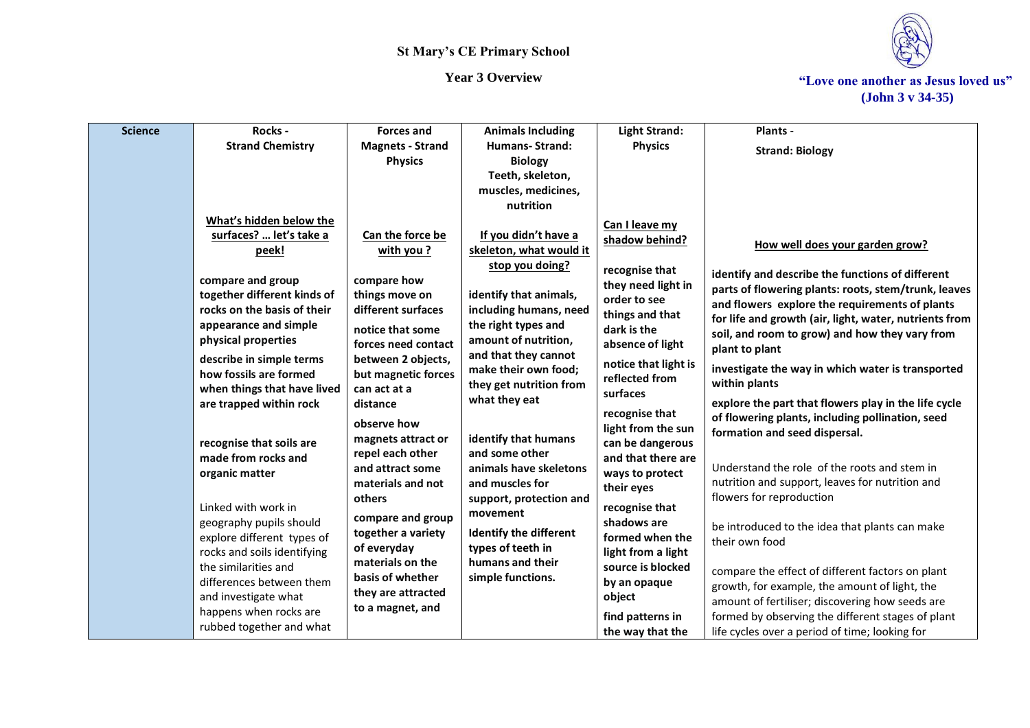# St Mary's CE Primary School

## Year 3 Overview

"Love one another as Jesus loved us" (John 3 v 34-35)

| Science | Rocks - Strand Chemistry | Forces and Magnets - Strand Physics | Animals Including Humans- Strand: Biology Teeth, skeleton, muscles, medicines, nutrition | Light Strand: Physics | Plants - Strand: Biology |
|---|---|---|---|---|---|
| | **What's hidden below the surfaces? … let's take a peek!**<br><br>**compare and group together different kinds of rocks on the basis of their appearance and simple physical properties**<br><br>**describe in simple terms how fossils are formed when things that have lived are trapped within rock**<br><br>**recognise that soils are made from rocks and organic matter**<br><br>Linked with work in geography pupils should explore different types of rocks and soils identifying the similarities and differences between them and investigate what happens when rocks are rubbed together and what | **Can the force be with you ?**<br><br>**compare how things move on different surfaces**<br><br>**notice that some forces need contact between 2 objects, but magnetic forces can act at a distance**<br><br>**observe how magnets attract or repel each other and attract some materials and not others**<br><br>**compare and group together a variety of everyday materials on the basis of whether they are attracted to a magnet, and** | **If you didn't have a skeleton, what would it stop you doing?**<br><br>**identify that animals, including humans, need the right types and amount of nutrition, and that they cannot make their own food; they get nutrition from what they eat**<br><br>**identify that humans and some other animals have skeletons and muscles for support, protection and movement**<br><br>**Identify the different types of teeth in humans and their simple functions.** | **Can I leave my shadow behind?**<br><br>**recognise that they need light in order to see things and that dark is the absence of light**<br><br>**notice that light is reflected from surfaces**<br><br>**recognise that light from the sun can be dangerous and that there are ways to protect their eyes**<br><br>**recognise that shadows are formed when the light from a light source is blocked by an opaque object**<br><br>**find patterns in the way that the** | **How well does your garden grow?**<br><br>**identify and describe the functions of different parts of flowering plants: roots, stem/trunk, leaves and flowers explore the requirements of plants for life and growth (air, light, water, nutrients from soil, and room to grow) and how they vary from plant to plant**<br><br>**investigate the way in which water is transported within plants**<br><br>**explore the part that flowers play in the life cycle of flowering plants, including pollination, seed formation and seed dispersal.**<br><br>Understand the role of the roots and stem in nutrition and support, leaves for nutrition and flowers for reproduction<br><br>be introduced to the idea that plants can make their own food<br><br>compare the effect of different factors on plant growth, for example, the amount of light, the amount of fertiliser; discovering how seeds are formed by observing the different stages of plant life cycles over a period of time; looking for |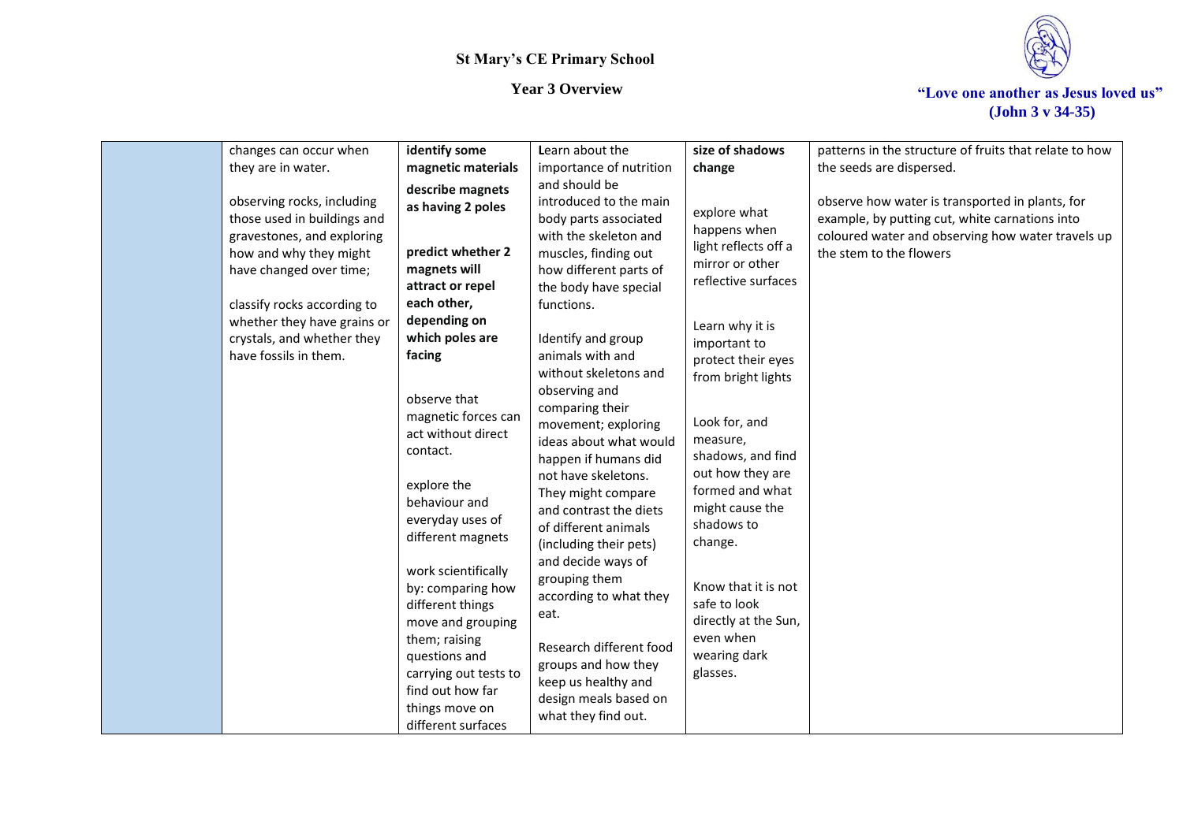# St Mary's CE Primary School

## Year 3 Overview

**"Love one another as Jesus loved us" (John 3 v 34-35)**

| | | | | | |
|---|---|---|---|---|---|
| | changes can occur when they are in water.<br><br>observing rocks, including those used in buildings and gravestones, and exploring how and why they might have changed over time;<br><br>classify rocks according to whether they have grains or crystals, and whether they have fossils in them. | **identify some magnetic materials**<br><br>**describe magnets as having 2 poles**<br><br>**predict whether 2 magnets will attract or repel each other, depending on which poles are facing**<br><br>observe that magnetic forces can act without direct contact.<br><br>explore the behaviour and everyday uses of different magnets<br><br>work scientifically by: comparing how different things move and grouping them; raising questions and carrying out tests to find out how far things move on different surfaces | **L**earn about the importance of nutrition and should be introduced to the main body parts associated with the skeleton and muscles, finding out how different parts of the body have special functions.<br><br>Identify and group animals with and without skeletons and observing and comparing their movement; exploring ideas about what would happen if humans did not have skeletons. They might compare and contrast the diets of different animals (including their pets) and decide ways of grouping them according to what they eat.<br><br>Research different food groups and how they keep us healthy and design meals based on what they find out. | **size of shadows change**<br><br>explore what happens when light reflects off a mirror or other reflective surfaces<br><br>Learn why it is important to protect their eyes from bright lights<br><br>Look for, and measure, shadows, and find out how they are formed and what might cause the shadows to change.<br><br>Know that it is not safe to look directly at the Sun, even when wearing dark glasses. | patterns in the structure of fruits that relate to how the seeds are dispersed.<br><br>observe how water is transported in plants, for example, by putting cut, white carnations into coloured water and observing how water travels up the stem to the flowers |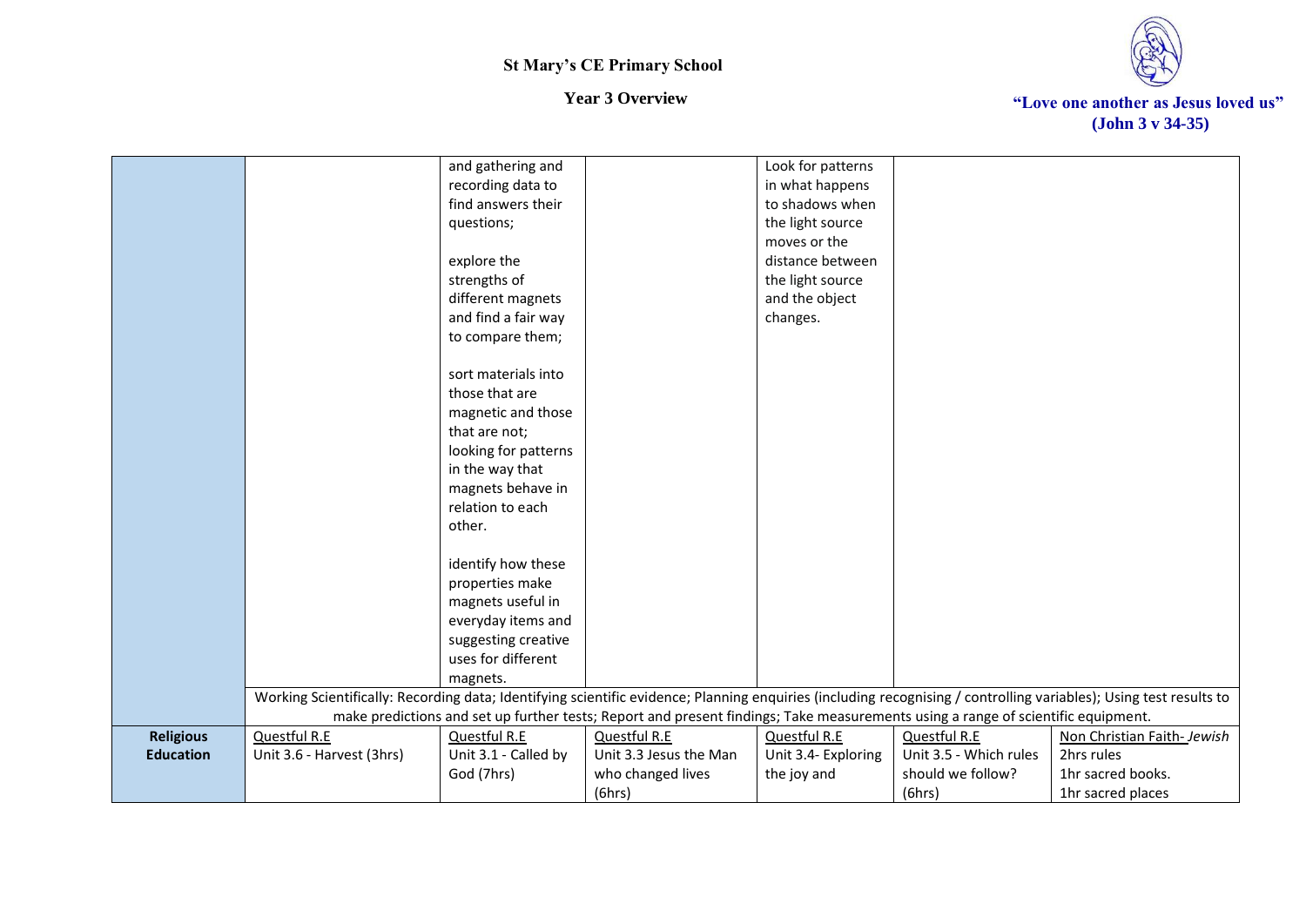# St Mary's CE Primary School

## Year 3 Overview

**"Love one another as Jesus loved us" (John 3 v 34-35)**

| | | | | | | |
|---|---|---|---|---|---|---|
| | | and gathering and recording data to find answers their questions;<br><br>explore the strengths of different magnets and find a fair way to compare them;<br><br>sort materials into those that are magnetic and those that are not; looking for patterns in the way that magnets behave in relation to each other.<br><br>identify how these properties make magnets useful in everyday items and suggesting creative uses for different magnets. | | Look for patterns in what happens to shadows when the light source moves or the distance between the light source and the object changes. | | |
| | Working Scientifically: Recording data; Identifying scientific evidence; Planning enquiries (including recognising / controlling variables); Using test results to make predictions and set up further tests; Report and present findings; Take measurements using a range of scientific equipment. | | | | | |
| **Religious Education** | Questful R.E<br>Unit 3.6 - Harvest (3hrs) | Questful R.E<br>Unit 3.1 - Called by God (7hrs) | Questful R.E<br>Unit 3.3 Jesus the Man who changed lives (6hrs) | Questful R.E<br>Unit 3.4- Exploring the joy and | Questful R.E<br>Unit 3.5 - Which rules should we follow? (6hrs) | Non Christian Faith- *Jewish*<br>2hrs rules<br>1hr sacred books.<br>1hr sacred places |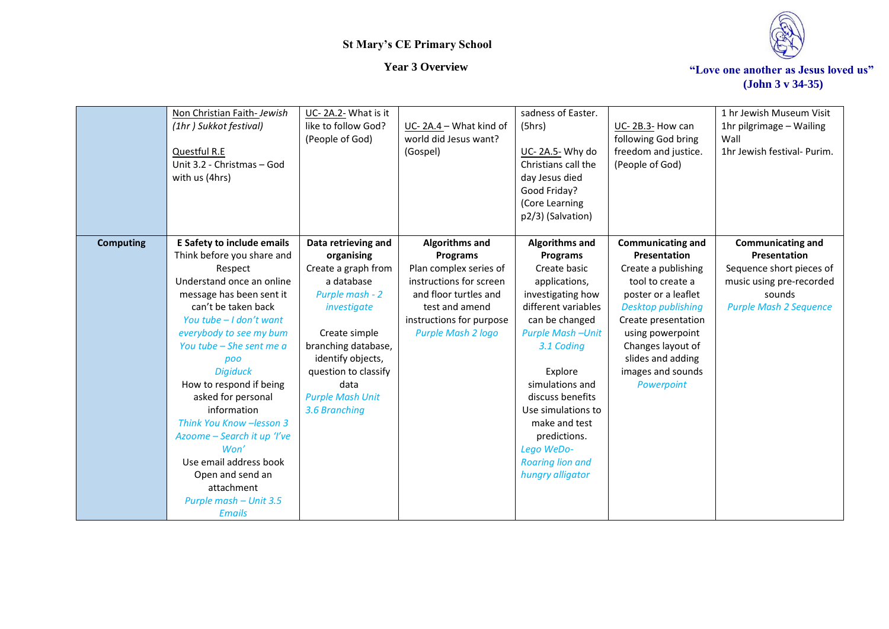# St Mary's CE Primary School

## Year 3 Overview

**"Love one another as Jesus loved us" (John 3 v 34-35)**

| | | | | | | |
|---|---|---|---|---|---|---|
| | Non Christian Faith- *Jewish (1hr ) Sukkot festival)*<br><br>Questful R.E<br>Unit 3.2 - Christmas – God with us (4hrs) | UC- 2A.2- What is it like to follow God? (People of God) | UC- 2A.4 – What kind of world did Jesus want? (Gospel) | sadness of Easter. (5hrs)<br><br>UC- 2A.5- Why do Christians call the day Jesus died Good Friday? (Core Learning p2/3) (Salvation) | UC- 2B.3- How can following God bring freedom and justice. (People of God) | 1 hr Jewish Museum Visit<br>1hr pilgrimage – Wailing Wall<br>1hr Jewish festival- Purim. |
| **Computing** | **E Safety to include emails**<br>Think before you share and Respect<br>Understand once an online message has been sent it can't be taken back<br>*You tube – I don't want everybody to see my bum*<br>*You tube – She sent me a poo*<br>*Digiduck*<br>How to respond if being asked for personal information<br>*Think You Know –lesson 3*<br>*Azoome – Search it up 'I've Won'*<br>Use email address book<br>Open and send an attachment<br>*Purple mash – Unit 3.5 Emails* | **Data retrieving and organising**<br>Create a graph from a database<br>*Purple mash - 2 investigate*<br><br>Create simple branching database, identify objects, question to classify data<br>*Purple Mash Unit 3.6 Branching* | **Algorithms and Programs**<br>Plan complex series of instructions for screen and floor turtles and test and amend instructions for purpose<br>*Purple Mash 2 logo* | **Algorithms and Programs**<br>Create basic applications, investigating how different variables can be changed<br>*Purple Mash –Unit 3.1 Coding*<br><br>Explore simulations and discuss benefits<br>Use simulations to make and test predictions.<br>*Lego WeDo- Roaring lion and hungry alligator* | **Communicating and Presentation**<br>Create a publishing tool to create a poster or a leaflet<br>*Desktop publishing*<br>Create presentation using powerpoint<br>Changes layout of slides and adding images and sounds<br>*Powerpoint* | **Communicating and Presentation**<br>Sequence short pieces of music using pre-recorded sounds<br>*Purple Mash 2 Sequence* |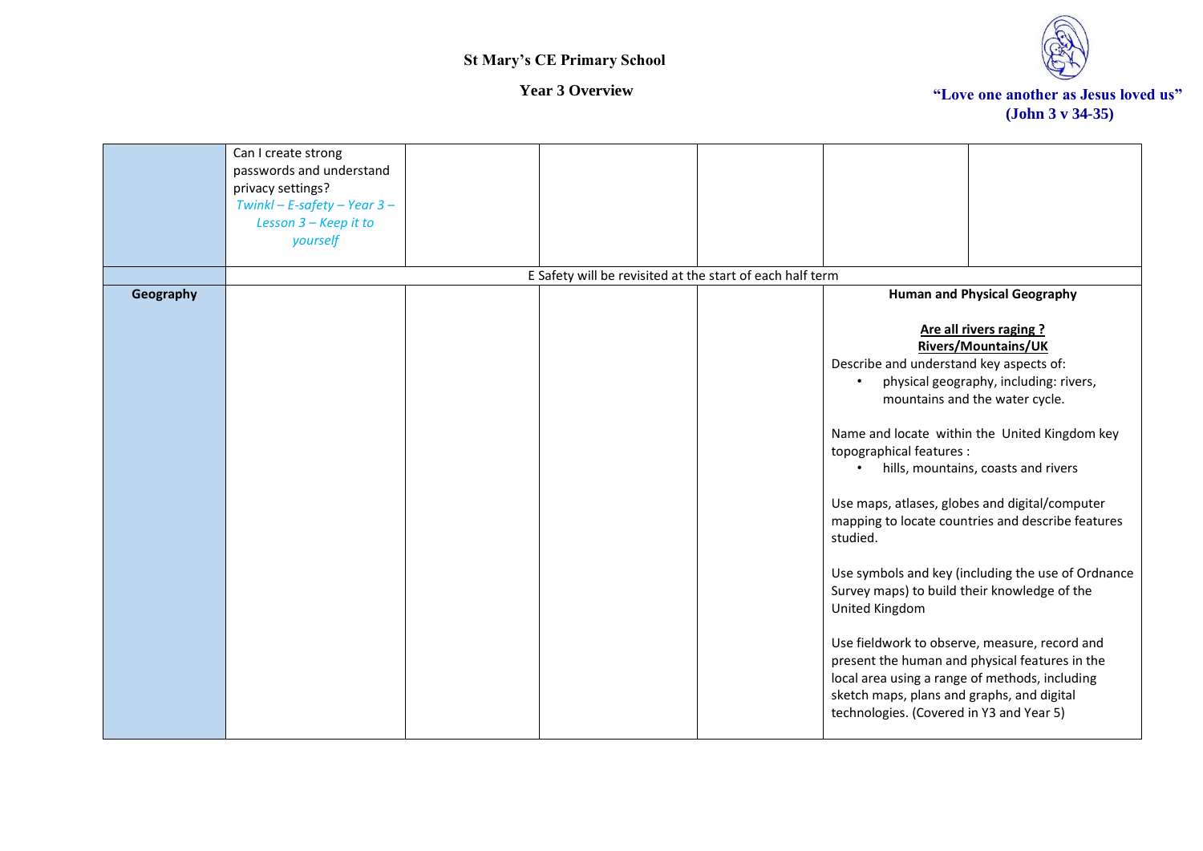St Mary's CE Primary School

Year 3 Overview

"Love one another as Jesus loved us" (John 3 v 34-35)

| | | | | | | |
|---|---|---|---|---|---|---|
| | Can I create strong passwords and understand privacy settings? *Twinkl – E-safety – Year 3 – Lesson 3 – Keep it to yourself* | | | | | |
| | E Safety will be revisited at the start of each half term | | | | | |
| **Geography** | | | | | **Human and Physical Geography**<br><br>**Are all rivers raging ? Rivers/Mountains/UK**<br>Describe and understand key aspects of:<br>• physical geography, including: rivers, mountains and the water cycle.<br><br>Name and locate within the United Kingdom key topographical features :<br>• hills, mountains, coasts and rivers<br><br>Use maps, atlases, globes and digital/computer mapping to locate countries and describe features studied.<br><br>Use symbols and key (including the use of Ordnance Survey maps) to build their knowledge of the United Kingdom<br><br>Use fieldwork to observe, measure, record and present the human and physical features in the local area using a range of methods, including sketch maps, plans and graphs, and digital technologies. (Covered in Y3 and Year 5) | |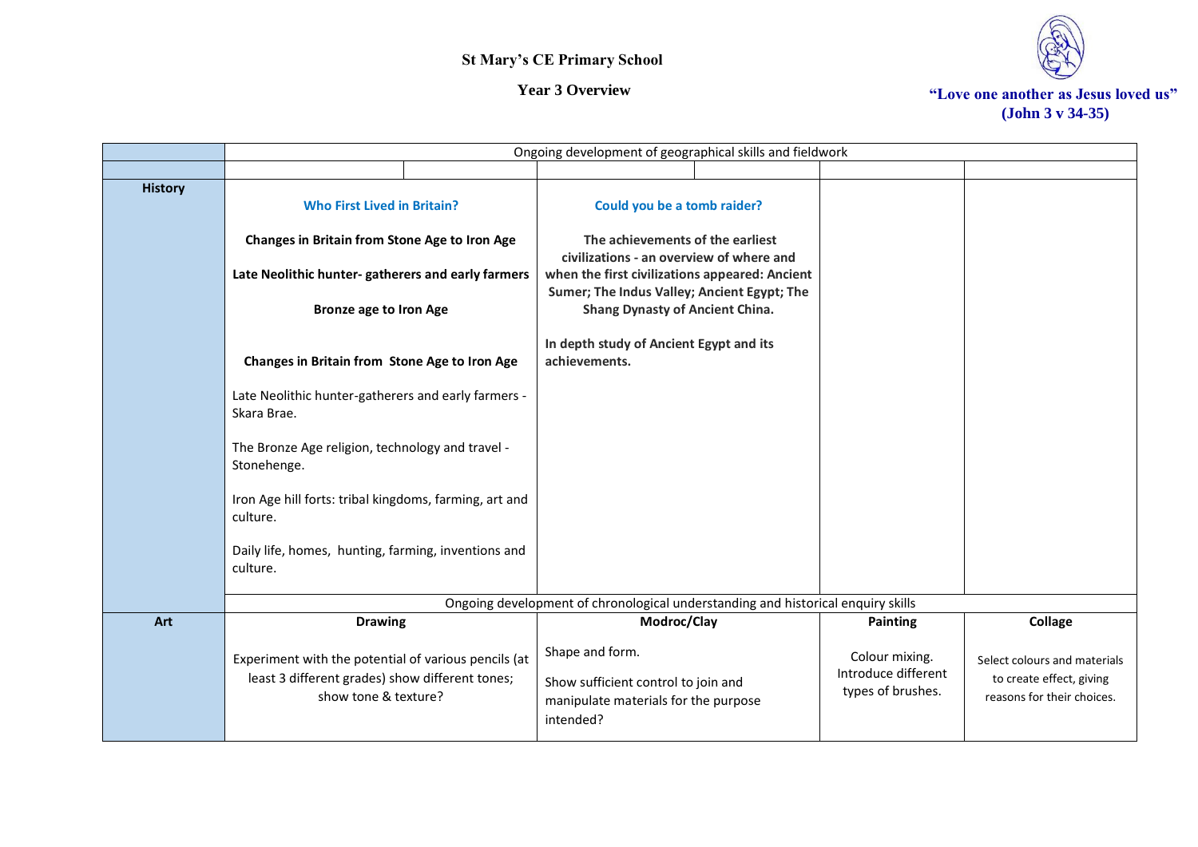**St Mary's CE Primary School**

**Year 3 Overview**

**"Love one another as Jesus loved us" (John 3 v 34-35)**

| | | | | | | |
|---|---|---|---|---|---|---|
| | Ongoing development of geographical skills and fieldwork | | | | | |
| | | | | | | |
| **History** | **Who First Lived in Britain?**<br><br>**Changes in Britain from Stone Age to Iron Age**<br><br>**Late Neolithic hunter- gatherers and early farmers**<br><br>**Bronze age to Iron Age**<br><br>**Changes in Britain from Stone Age to Iron Age**<br><br>Late Neolithic hunter-gatherers and early farmers - Skara Brae.<br><br>The Bronze Age religion, technology and travel - Stonehenge.<br><br>Iron Age hill forts: tribal kingdoms, farming, art and culture.<br><br>Daily life, homes, hunting, farming, inventions and culture. | | **Could you be a tomb raider?**<br><br>**The achievements of the earliest civilizations - an overview of where and when the first civilizations appeared: Ancient Sumer; The Indus Valley; Ancient Egypt; The Shang Dynasty of Ancient China.**<br><br>**In depth study of Ancient Egypt and its achievements.** | | | |
| | Ongoing development of chronological understanding and historical enquiry skills | | | | | |
| **Art** | **Drawing**<br><br>Experiment with the potential of various pencils (at least 3 different grades) show different tones; show tone & texture? | | **Modroc/Clay**<br><br>Shape and form.<br><br>Show sufficient control to join and manipulate materials for the purpose intended? | | **Painting**<br><br>Colour mixing. Introduce different types of brushes. | **Collage**<br><br>Select colours and materials to create effect, giving reasons for their choices. |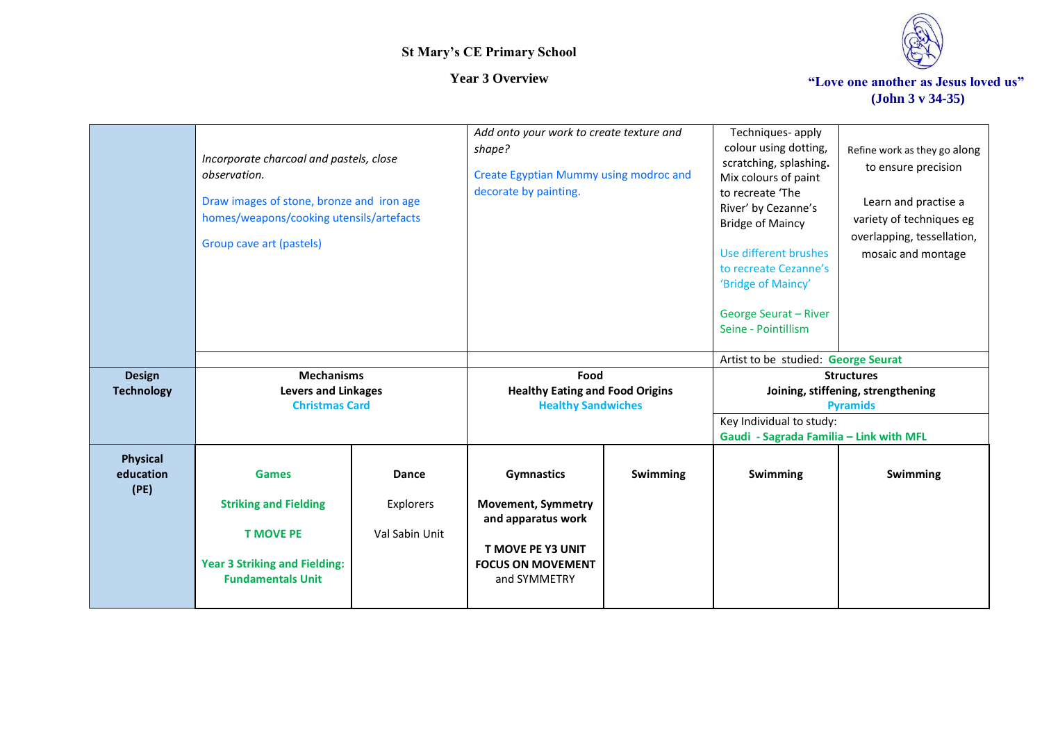St Mary's CE Primary School

Year 3 Overview

"Love one another as Jesus loved us" (John 3 v 34-35)

| | | | | | | |
|---|---|---|---|---|---|---|
| | *Incorporate charcoal and pastels, close observation.* Draw images of stone, bronze and iron age homes/weapons/cooking utensils/artefacts Group cave art (pastels) | | *Add onto your work to create texture and shape?* Create Egyptian Mummy using modroc and decorate by painting. | | Techniques- apply colour using dotting, scratching, splashing. Mix colours of paint to recreate 'The River' by Cezanne's Bridge of Maincy Use different brushes to recreate Cezanne's 'Bridge of Maincy' George Seurat – River Seine - Pointillism | Refine work as they go along to ensure precision Learn and practise a variety of techniques eg overlapping, tessellation, mosaic and montage |
| | | | | | Artist to be studied: **George Seurat** | |
| **Design Technology** | **Mechanisms** **Levers and Linkages** **Christmas Card** | | **Food** **Healthy Eating and Food Origins** **Healthy Sandwiches** | | **Structures** **Joining, stiffening, strengthening** **Pyramids** Key Individual to study: **Gaudi - Sagrada Familia – Link with MFL** | |
| **Physical education (PE)** | **Games** **Striking and Fielding** **T MOVE PE** **Year 3 Striking and Fielding: Fundamentals Unit** | **Dance** Explorers Val Sabin Unit | **Gymnastics** **Movement, Symmetry and apparatus work** **T MOVE PE Y3 UNIT FOCUS ON MOVEMENT** and SYMMETRY | **Swimming** | **Swimming** | **Swimming** |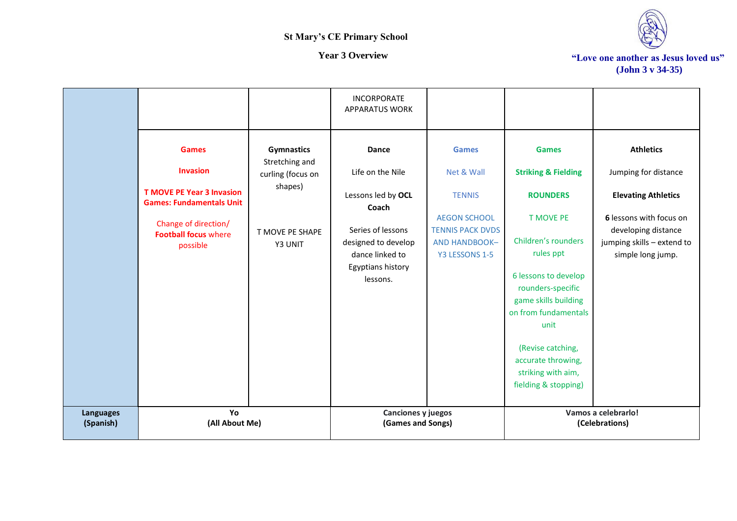St Mary's CE Primary School

Year 3 Overview

"Love one another as Jesus loved us" (John 3 v 34-35)

| | | | | | | |
|---|---|---|---|---|---|---|
| | | | INCORPORATE APPARATUS WORK | | | |
| | **Games**<br><br>**Invasion**<br><br>**T MOVE PE Year 3 Invasion Games: Fundamentals Unit**<br><br>Change of direction/ **Football focus** where possible | **Gymnastics**<br>Stretching and curling (focus on shapes)<br><br>T MOVE PE SHAPE Y3 UNIT | **Dance**<br><br>Life on the Nile<br><br>Lessons led by **OCL Coach**<br><br>Series of lessons designed to develop dance linked to Egyptians history lessons. | **Games**<br><br>Net & Wall<br><br>TENNIS<br><br>AEGON SCHOOL TENNIS PACK DVDS AND HANDBOOK– Y3 LESSONS 1-5 | **Games**<br><br>**Striking & Fielding**<br><br>**ROUNDERS**<br><br>T MOVE PE<br><br>Children's rounders rules ppt<br><br>6 lessons to develop rounders-specific game skills building on from fundamentals unit<br><br>(Revise catching, accurate throwing, striking with aim, fielding & stopping) | **Athletics**<br><br>Jumping for distance<br><br>**Elevating Athletics**<br><br>**6** lessons with focus on developing distance jumping skills – extend to simple long jump. |
| **Languages (Spanish)** | **Yo (All About Me)** | | **Canciones y juegos (Games and Songs)** | | **Vamos a celebrarlo! (Celebrations)** | |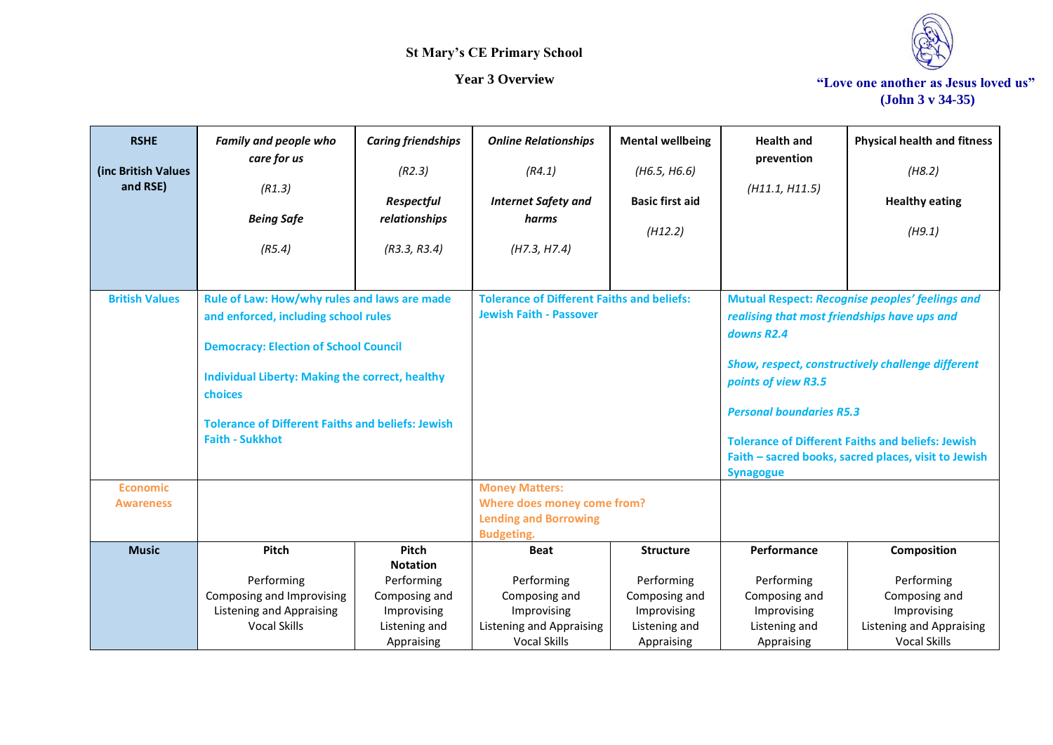**St Mary's CE Primary School**

**Year 3 Overview**

**"Love one another as Jesus loved us" (John 3 v 34-35)**

| **RSHE (inc British Values and RSE)** | ***Family and people who care for us*** *(R1.3)* ***Being Safe*** *(R5.4)* | ***Caring friendships*** *(R2.3)* ***Respectful relationships*** *(R3.3, R3.4)* | ***Online Relationships*** *(R4.1)* ***Internet Safety and harms*** *(H7.3, H7.4)* | **Mental wellbeing** *(H6.5, H6.6)* **Basic first aid** *(H12.2)* | **Health and prevention** *(H11.1, H11.5)* | **Physical health and fitness** *(H8.2)* **Healthy eating** *(H9.1)* |
|---|---|---|---|---|---|---|
| **British Values** | **Rule of Law: How/why rules and laws are made and enforced, including school rules** **Democracy: Election of School Council** **Individual Liberty: Making the correct, healthy choices** **Tolerance of Different Faiths and beliefs: Jewish Faith - Sukkhot** | | **Tolerance of Different Faiths and beliefs: Jewish Faith - Passover** | | **Mutual Respect:** ***Recognise peoples' feelings and realising that most friendships have ups and downs R2.4*** ***Show, respect, constructively challenge different points of view R3.5*** ***Personal boundaries R5.3*** **Tolerance of Different Faiths and beliefs: Jewish Faith – sacred books, sacred places, visit to Jewish Synagogue** | |
| **Economic Awareness** | | | **Money Matters: Where does money come from? Lending and Borrowing Budgeting.** | | | |
| **Music** | **Pitch** Performing Composing and Improvising Listening and Appraising Vocal Skills | **Pitch Notation** Performing Composing and Improvising Listening and Appraising | **Beat** Performing Composing and Improvising Listening and Appraising Vocal Skills | **Structure** Performing Composing and Improvising Listening and Appraising | **Performance** Performing Composing and Improvising Listening and Appraising | **Composition** Performing Composing and Improvising Listening and Appraising Vocal Skills |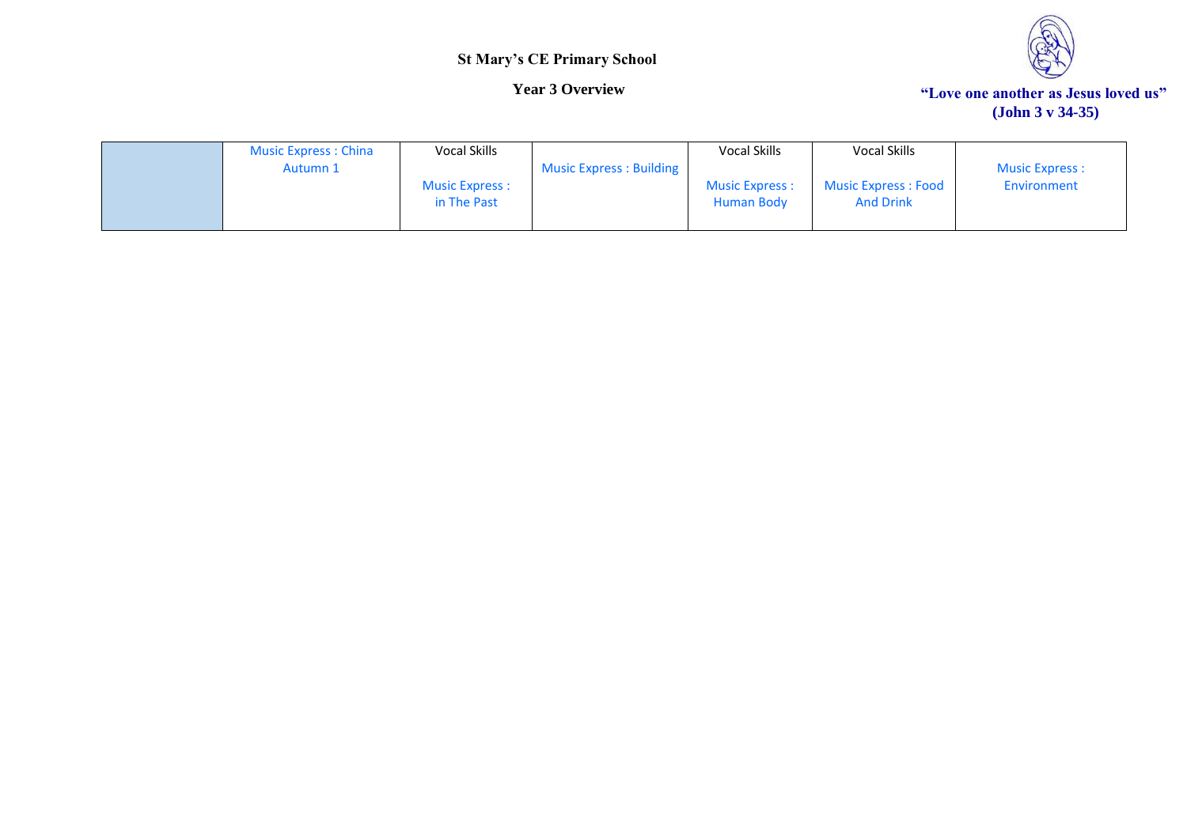St Mary's CE Primary School

Year 3 Overview

"Love one another as Jesus loved us"
(John 3 v 34-35)

| | | | | | | |
|---|---|---|---|---|---|---|
| | Music Express : China Autumn 1 | Vocal Skills<br><br>Music Express : in The Past | Music Express : Building | Vocal Skills<br><br>Music Express : Human Body | Vocal Skills<br><br>Music Express : Food And Drink | Music Express : Environment |